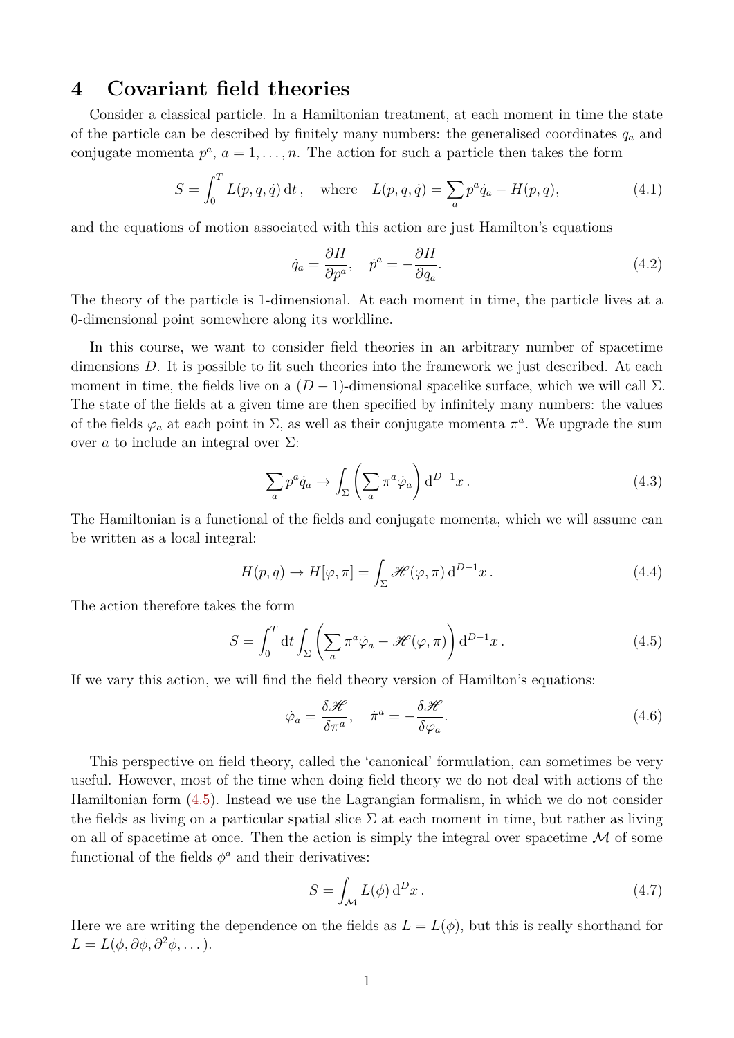# 4 Covariant field theories

Consider a classical particle. In a Hamiltonian treatment, at each moment in time the state of the particle can be described by finitely many numbers: the generalised coordinates $q_a$ and conjugate momenta $p^a$, $a = 1, \dots, n$. The action for such a particle then takes the form

$$S = \int_0^T L(p, q, \dot{q}) \, \mathrm{d}t \,, \quad \text{where} \quad L(p, q, \dot{q}) = \sum_a p^a \dot{q}_a - H(p, q), \tag{4.1}$$

and the equations of motion associated with this action are just Hamilton's equations

$$\dot{q}_a = \frac{\partial H}{\partial p^a}, \quad \dot{p}^a = -\frac{\partial H}{\partial q_a}. \tag{4.2}$$

The theory of the particle is 1-dimensional. At each moment in time, the particle lives at a 0-dimensional point somewhere along its worldline.

In this course, we want to consider field theories in an arbitrary number of spacetime dimensions $D$. It is possible to fit such theories into the framework we just described. At each moment in time, the fields live on a $(D-1)$-dimensional spacelike surface, which we will call $\Sigma$. The state of the fields at a given time are then specified by infinitely many numbers: the values of the fields $\varphi_a$ at each point in $\Sigma$, as well as their conjugate momenta $\pi^a$. We upgrade the sum over $a$ to include an integral over $\Sigma$:

$$\sum_a p^a \dot{q}_a \to \int_\Sigma \left( \sum_a \pi^a \dot{\varphi}_a \right) \mathrm{d}^{D-1}x \,. \tag{4.3}$$

The Hamiltonian is a functional of the fields and conjugate momenta, which we will assume can be written as a local integral:

$$H(p, q) \to H[\varphi, \pi] = \int_\Sigma \mathscr{H}(\varphi, \pi) \, \mathrm{d}^{D-1}x \,. \tag{4.4}$$

The action therefore takes the form

$$S = \int_0^T \mathrm{d}t \int_\Sigma \left( \sum_a \pi^a \dot{\varphi}_a - \mathscr{H}(\varphi, \pi) \right) \mathrm{d}^{D-1}x \,. \tag{4.5}$$

If we vary this action, we will find the field theory version of Hamilton's equations:

$$\dot{\varphi}_a = \frac{\delta \mathscr{H}}{\delta \pi^a}, \quad \dot{\pi}^a = -\frac{\delta \mathscr{H}}{\delta \varphi_a}. \tag{4.6}$$

This perspective on field theory, called the 'canonical' formulation, can sometimes be very useful. However, most of the time when doing field theory we do not deal with actions of the Hamiltonian form (4.5). Instead we use the Lagrangian formalism, in which we do not consider the fields as living on a particular spatial slice $\Sigma$ at each moment in time, but rather as living on all of spacetime at once. Then the action is simply the integral over spacetime $\mathcal{M}$ of some functional of the fields $\phi^a$ and their derivatives:

$$S = \int_\mathcal{M} L(\phi) \, \mathrm{d}^D x \,. \tag{4.7}$$

Here we are writing the dependence on the fields as $L = L(\phi)$, but this is really shorthand for $L = L(\phi, \partial\phi, \partial^2\phi, \dots)$.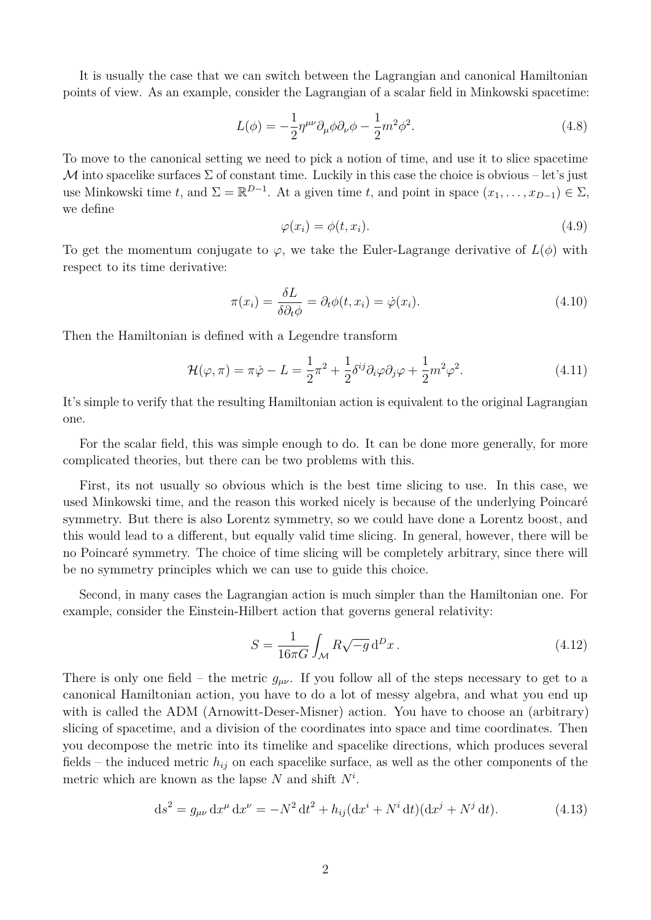It is usually the case that we can switch between the Lagrangian and canonical Hamiltonian points of view. As an example, consider the Lagrangian of a scalar field in Minkowski spacetime:

$$L(\phi) = -\frac{1}{2}\eta^{\mu\nu}\partial_\mu\phi\partial_\nu\phi - \frac{1}{2}m^2\phi^2. \tag{4.8}$$

To move to the canonical setting we need to pick a notion of time, and use it to slice spacetime $\mathcal{M}$ into spacelike surfaces $\Sigma$ of constant time. Luckily in this case the choice is obvious – let's just use Minkowski time $t$, and $\Sigma = \mathbb{R}^{D-1}$. At a given time $t$, and point in space $(x_1, \ldots, x_{D-1}) \in \Sigma$, we define

$$\varphi(x_i) = \phi(t, x_i). \tag{4.9}$$

To get the momentum conjugate to $\varphi$, we take the Euler-Lagrange derivative of $L(\phi)$ with respect to its time derivative:

$$\pi(x_i) = \frac{\delta L}{\delta \partial_t \phi} = \partial_t\phi(t, x_i) = \dot{\varphi}(x_i). \tag{4.10}$$

Then the Hamiltonian is defined with a Legendre transform

$$\mathcal{H}(\varphi, \pi) = \pi\dot{\varphi} - L = \frac{1}{2}\pi^2 + \frac{1}{2}\delta^{ij}\partial_i\varphi\partial_j\varphi + \frac{1}{2}m^2\varphi^2. \tag{4.11}$$

It's simple to verify that the resulting Hamiltonian action is equivalent to the original Lagrangian one.

For the scalar field, this was simple enough to do. It can be done more generally, for more complicated theories, but there can be two problems with this.

First, its not usually so obvious which is the best time slicing to use. In this case, we used Minkowski time, and the reason this worked nicely is because of the underlying Poincaré symmetry. But there is also Lorentz symmetry, so we could have done a Lorentz boost, and this would lead to a different, but equally valid time slicing. In general, however, there will be no Poincaré symmetry. The choice of time slicing will be completely arbitrary, since there will be no symmetry principles which we can use to guide this choice.

Second, in many cases the Lagrangian action is much simpler than the Hamiltonian one. For example, consider the Einstein-Hilbert action that governs general relativity:

$$S = \frac{1}{16\pi G}\int_{\mathcal{M}} R\sqrt{-g}\,\mathrm{d}^D x\,. \tag{4.12}$$

There is only one field – the metric $g_{\mu\nu}$. If you follow all of the steps necessary to get to a canonical Hamiltonian action, you have to do a lot of messy algebra, and what you end up with is called the ADM (Arnowitt-Deser-Misner) action. You have to choose an (arbitrary) slicing of spacetime, and a division of the coordinates into space and time coordinates. Then you decompose the metric into its timelike and spacelike directions, which produces several fields – the induced metric $h_{ij}$ on each spacelike surface, as well as the other components of the metric which are known as the lapse $N$ and shift $N^i$.

$$\mathrm{d}s^2 = g_{\mu\nu}\,\mathrm{d}x^\mu\,\mathrm{d}x^\nu = -N^2\,\mathrm{d}t^2 + h_{ij}(\mathrm{d}x^i + N^i\,\mathrm{d}t)(\mathrm{d}x^j + N^j\,\mathrm{d}t). \tag{4.13}$$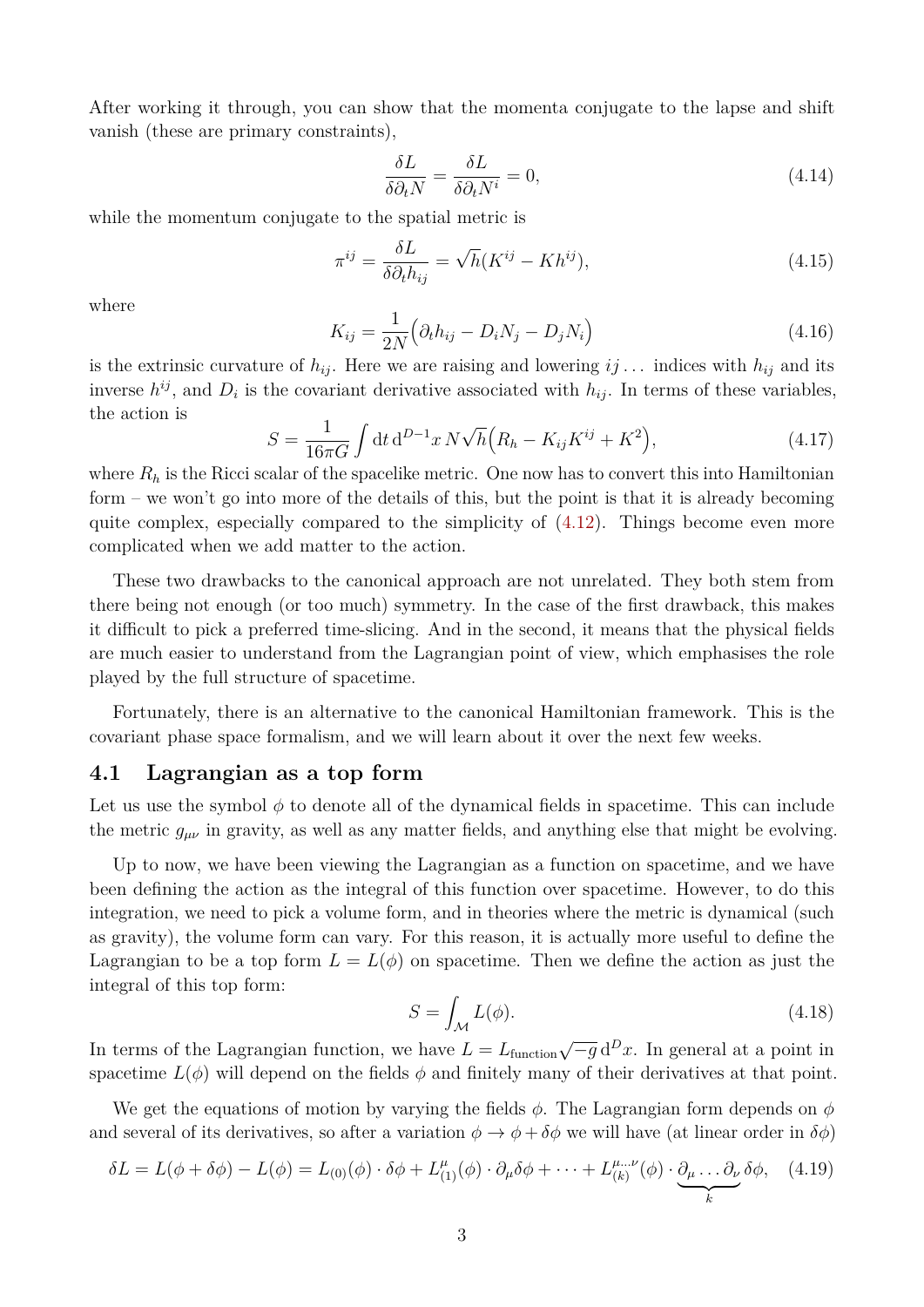After working it through, you can show that the momenta conjugate to the lapse and shift vanish (these are primary constraints),

$$\frac{\delta L}{\delta \partial_t N} = \frac{\delta L}{\delta \partial_t N^i} = 0, \tag{4.14}$$

while the momentum conjugate to the spatial metric is

$$\pi^{ij} = \frac{\delta L}{\delta \partial_t h_{ij}} = \sqrt{h}(K^{ij} - K h^{ij}), \tag{4.15}$$

where

$$K_{ij} = \frac{1}{2N}\Big(\partial_t h_{ij} - D_i N_j - D_j N_i\Big) \tag{4.16}$$

is the extrinsic curvature of $h_{ij}$. Here we are raising and lowering $ij\dots$ indices with $h_{ij}$ and its inverse $h^{ij}$, and $D_i$ is the covariant derivative associated with $h_{ij}$. In terms of these variables, the action is

$$S = \frac{1}{16\pi G}\int \mathrm{d}t\, \mathrm{d}^{D-1}x\, N\sqrt{h}\Big(R_h - K_{ij}K^{ij} + K^2\Big), \tag{4.17}$$

where $R_h$ is the Ricci scalar of the spacelike metric. One now has to convert this into Hamiltonian form – we won't go into more of the details of this, but the point is that it is already becoming quite complex, especially compared to the simplicity of (4.12). Things become even more complicated when we add matter to the action.

These two drawbacks to the canonical approach are not unrelated. They both stem from there being not enough (or too much) symmetry. In the case of the first drawback, this makes it difficult to pick a preferred time-slicing. And in the second, it means that the physical fields are much easier to understand from the Lagrangian point of view, which emphasises the role played by the full structure of spacetime.

Fortunately, there is an alternative to the canonical Hamiltonian framework. This is the covariant phase space formalism, and we will learn about it over the next few weeks.

## 4.1 Lagrangian as a top form

Let us use the symbol $\phi$ to denote all of the dynamical fields in spacetime. This can include the metric $g_{\mu\nu}$ in gravity, as well as any matter fields, and anything else that might be evolving.

Up to now, we have been viewing the Lagrangian as a function on spacetime, and we have been defining the action as the integral of this function over spacetime. However, to do this integration, we need to pick a volume form, and in theories where the metric is dynamical (such as gravity), the volume form can vary. For this reason, it is actually more useful to define the Lagrangian to be a top form $L = L(\phi)$ on spacetime. Then we define the action as just the integral of this top form:

$$S = \int_{\mathcal{M}} L(\phi). \tag{4.18}$$

In terms of the Lagrangian function, we have $L = L_{\text{function}}\sqrt{-g}\,\mathrm{d}^D x$. In general at a point in spacetime $L(\phi)$ will depend on the fields $\phi$ and finitely many of their derivatives at that point.

We get the equations of motion by varying the fields $\phi$. The Lagrangian form depends on $\phi$ and several of its derivatives, so after a variation $\phi \to \phi + \delta\phi$ we will have (at linear order in $\delta\phi$)

$$\delta L = L(\phi + \delta\phi) - L(\phi) = L_{(0)}(\phi)\cdot\delta\phi + L^{\mu}_{(1)}(\phi)\cdot\partial_\mu\delta\phi + \dots + L^{\mu\dots\nu}_{(k)}(\phi)\cdot\underbrace{\partial_\mu\dots\partial_\nu}_{k}\delta\phi, \tag{4.19}$$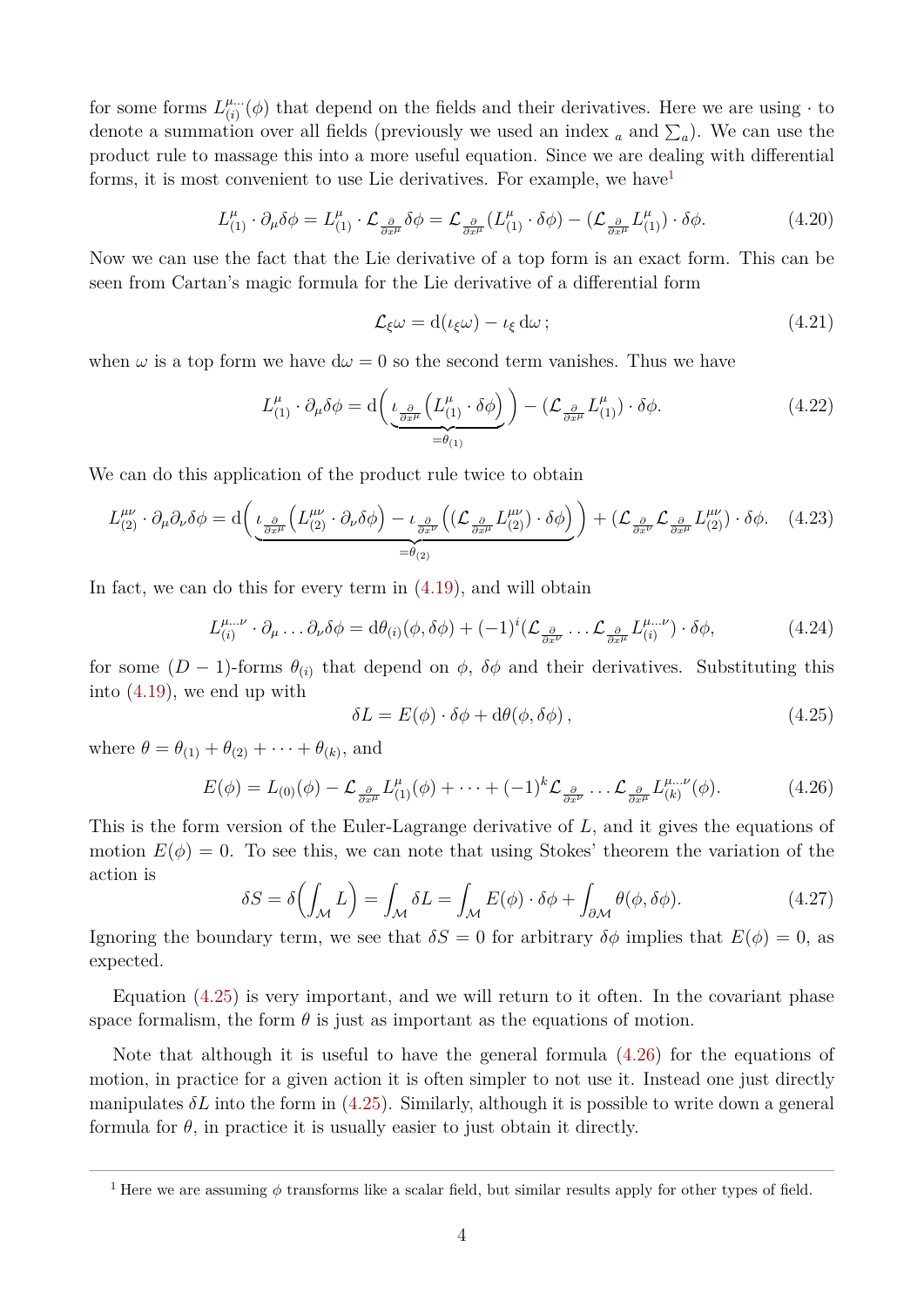for some forms $L^{\mu\dots}_{(i)}(\phi)$ that depend on the fields and their derivatives. Here we are using $\cdot$ to denote a summation over all fields (previously we used an index $_a$ and $\sum_a$). We can use the product rule to massage this into a more useful equation. Since we are dealing with differential forms, it is most convenient to use Lie derivatives. For example, we have[1]

$$L^{\mu}_{(1)} \cdot \partial_\mu \delta\phi = L^{\mu}_{(1)} \cdot \mathcal{L}_{\frac{\partial}{\partial x^\mu}} \delta\phi = \mathcal{L}_{\frac{\partial}{\partial x^\mu}} (L^{\mu}_{(1)} \cdot \delta\phi) - (\mathcal{L}_{\frac{\partial}{\partial x^\mu}} L^{\mu}_{(1)}) \cdot \delta\phi. \tag{4.20}$$

Now we can use the fact that the Lie derivative of a top form is an exact form. This can be seen from Cartan's magic formula for the Lie derivative of a differential form

$$\mathcal{L}_\xi \omega = \mathrm{d}(\iota_\xi \omega) - \iota_\xi \, \mathrm{d}\omega \, ; \tag{4.21}$$

when $\omega$ is a top form we have $\mathrm{d}\omega = 0$ so the second term vanishes. Thus we have

$$L^{\mu}_{(1)} \cdot \partial_\mu \delta\phi = \mathrm{d}\Big( \underbrace{\iota_{\frac{\partial}{\partial x^\mu}} \big( L^{\mu}_{(1)} \cdot \delta\phi \big)}_{=\theta_{(1)}} \Big) - (\mathcal{L}_{\frac{\partial}{\partial x^\mu}} L^{\mu}_{(1)}) \cdot \delta\phi. \tag{4.22}$$

We can do this application of the product rule twice to obtain

$$L^{\mu\nu}_{(2)} \cdot \partial_\mu \partial_\nu \delta\phi = \mathrm{d}\Big( \underbrace{\iota_{\frac{\partial}{\partial x^\mu}} \big( L^{\mu\nu}_{(2)} \cdot \partial_\nu \delta\phi \big) - \iota_{\frac{\partial}{\partial x^\nu}} \Big( (\mathcal{L}_{\frac{\partial}{\partial x^\mu}} L^{\mu\nu}_{(2)}) \cdot \delta\phi \Big)}_{=\theta_{(2)}} \Big) + (\mathcal{L}_{\frac{\partial}{\partial x^\nu}} \mathcal{L}_{\frac{\partial}{\partial x^\mu}} L^{\mu\nu}_{(2)}) \cdot \delta\phi. \tag{4.23}$$

In fact, we can do this for every term in (4.19), and will obtain

$$L^{\mu\dots\nu}_{(i)} \cdot \partial_\mu \dots \partial_\nu \delta\phi = \mathrm{d}\theta_{(i)}(\phi, \delta\phi) + (-1)^i (\mathcal{L}_{\frac{\partial}{\partial x^\nu}} \dots \mathcal{L}_{\frac{\partial}{\partial x^\mu}} L^{\mu\dots\nu}_{(i)}) \cdot \delta\phi, \tag{4.24}$$

for some $(D-1)$-forms $\theta_{(i)}$ that depend on $\phi$, $\delta\phi$ and their derivatives. Substituting this into (4.19), we end up with

$$\delta L = E(\phi) \cdot \delta\phi + \mathrm{d}\theta(\phi, \delta\phi) \, , \tag{4.25}$$

where $\theta = \theta_{(1)} + \theta_{(2)} + \dots + \theta_{(k)}$, and

$$E(\phi) = L_{(0)}(\phi) - \mathcal{L}_{\frac{\partial}{\partial x^\mu}} L^{\mu}_{(1)}(\phi) + \dots + (-1)^k \mathcal{L}_{\frac{\partial}{\partial x^\nu}} \dots \mathcal{L}_{\frac{\partial}{\partial x^\mu}} L^{\mu\dots\nu}_{(k)}(\phi). \tag{4.26}$$

This is the form version of the Euler-Lagrange derivative of $L$, and it gives the equations of motion $E(\phi) = 0$. To see this, we can note that using Stokes' theorem the variation of the action is

$$\delta S = \delta\Big( \int_{\mathcal{M}} L \Big) = \int_{\mathcal{M}} \delta L = \int_{\mathcal{M}} E(\phi) \cdot \delta\phi + \int_{\partial\mathcal{M}} \theta(\phi, \delta\phi). \tag{4.27}$$

Ignoring the boundary term, we see that $\delta S = 0$ for arbitrary $\delta\phi$ implies that $E(\phi) = 0$, as expected.

Equation (4.25) is very important, and we will return to it often. In the covariant phase space formalism, the form $\theta$ is just as important as the equations of motion.

Note that although it is useful to have the general formula (4.26) for the equations of motion, in practice for a given action it is often simpler to not use it. Instead one just directly manipulates $\delta L$ into the form in (4.25). Similarly, although it is possible to write down a general formula for $\theta$, in practice it is usually easier to just obtain it directly.

---

[1] Here we are assuming $\phi$ transforms like a scalar field, but similar results apply for other types of field.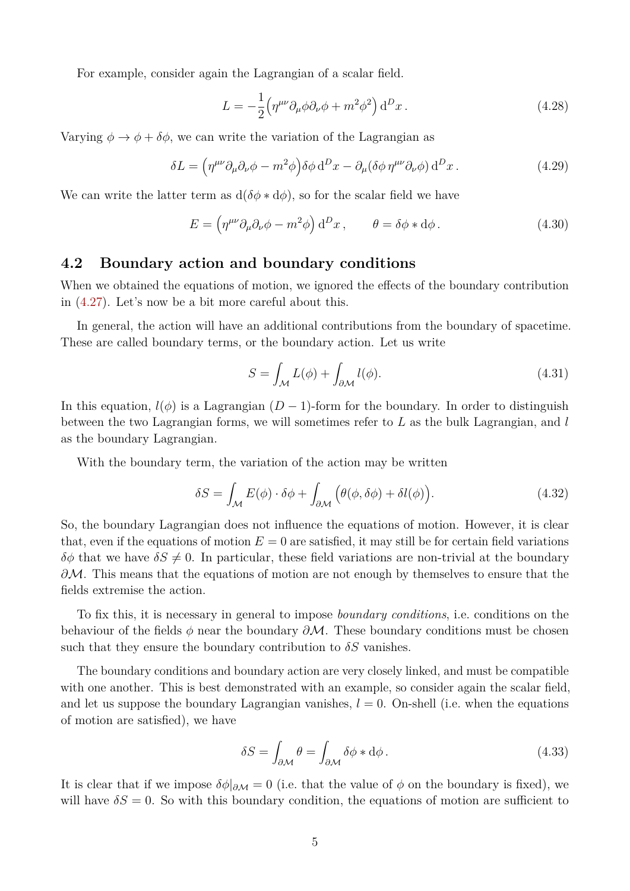For example, consider again the Lagrangian of a scalar field.

$$L = -\frac{1}{2}\Big(\eta^{\mu\nu}\partial_\mu\phi\partial_\nu\phi + m^2\phi^2\Big)\,\mathrm{d}^D x\,. \tag{4.28}$$

Varying $\phi \to \phi + \delta\phi$, we can write the variation of the Lagrangian as

$$\delta L = \Big(\eta^{\mu\nu}\partial_\mu\partial_\nu\phi - m^2\phi\Big)\delta\phi\,\mathrm{d}^D x - \partial_\mu(\delta\phi\,\eta^{\mu\nu}\partial_\nu\phi)\,\mathrm{d}^D x\,. \tag{4.29}$$

We can write the latter term as $\mathrm{d}(\delta\phi * \mathrm{d}\phi)$, so for the scalar field we have

$$E = \Big(\eta^{\mu\nu}\partial_\mu\partial_\nu\phi - m^2\phi\Big)\,\mathrm{d}^D x\,, \qquad \theta = \delta\phi * \mathrm{d}\phi\,. \tag{4.30}$$

## 4.2 Boundary action and boundary conditions

When we obtained the equations of motion, we ignored the effects of the boundary contribution in (4.27). Let's now be a bit more careful about this.

In general, the action will have an additional contributions from the boundary of spacetime. These are called boundary terms, or the boundary action. Let us write

$$S = \int_{\mathcal{M}} L(\phi) + \int_{\partial\mathcal{M}} l(\phi). \tag{4.31}$$

In this equation, $l(\phi)$ is a Lagrangian $(D-1)$-form for the boundary. In order to distinguish between the two Lagrangian forms, we will sometimes refer to $L$ as the bulk Lagrangian, and $l$ as the boundary Lagrangian.

With the boundary term, the variation of the action may be written

$$\delta S = \int_{\mathcal{M}} E(\phi)\cdot\delta\phi + \int_{\partial\mathcal{M}} \Big(\theta(\phi,\delta\phi) + \delta l(\phi)\Big). \tag{4.32}$$

So, the boundary Lagrangian does not influence the equations of motion. However, it is clear that, even if the equations of motion $E = 0$ are satisfied, it may still be for certain field variations $\delta\phi$ that we have $\delta S \neq 0$. In particular, these field variations are non-trivial at the boundary $\partial\mathcal{M}$. This means that the equations of motion are not enough by themselves to ensure that the fields extremise the action.

To fix this, it is necessary in general to impose *boundary conditions*, i.e. conditions on the behaviour of the fields $\phi$ near the boundary $\partial\mathcal{M}$. These boundary conditions must be chosen such that they ensure the boundary contribution to $\delta S$ vanishes.

The boundary conditions and boundary action are very closely linked, and must be compatible with one another. This is best demonstrated with an example, so consider again the scalar field, and let us suppose the boundary Lagrangian vanishes, $l = 0$. On-shell (i.e. when the equations of motion are satisfied), we have

$$\delta S = \int_{\partial\mathcal{M}} \theta = \int_{\partial\mathcal{M}} \delta\phi * \mathrm{d}\phi\,. \tag{4.33}$$

It is clear that if we impose $\delta\phi|_{\partial\mathcal{M}} = 0$ (i.e. that the value of $\phi$ on the boundary is fixed), we will have $\delta S = 0$. So with this boundary condition, the equations of motion are sufficient to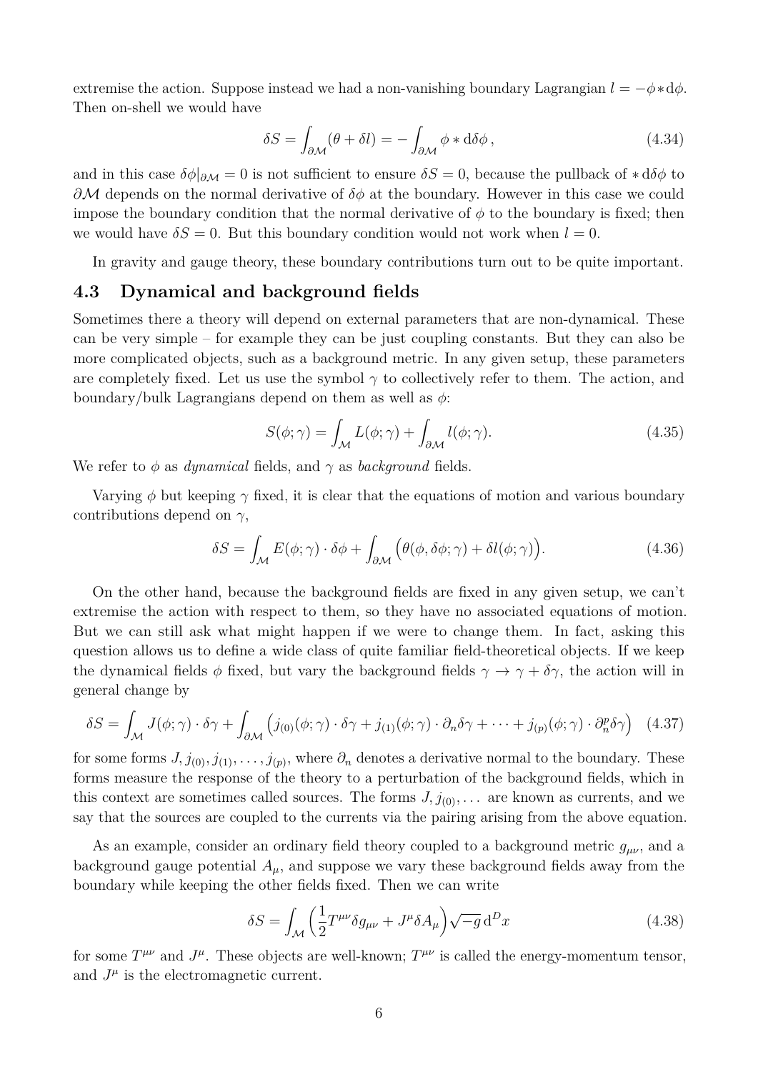extremise the action. Suppose instead we had a non-vanishing boundary Lagrangian $l = -\phi * \mathrm{d}\phi$. Then on-shell we would have

$$\delta S = \int_{\partial\mathcal{M}} (\theta + \delta l) = -\int_{\partial\mathcal{M}} \phi * \mathrm{d}\delta\phi \,, \tag{4.34}$$

and in this case $\delta\phi|_{\partial\mathcal{M}} = 0$ is not sufficient to ensure $\delta S = 0$, because the pullback of $* \mathrm{d}\delta\phi$ to $\partial\mathcal{M}$ depends on the normal derivative of $\delta\phi$ at the boundary. However in this case we could impose the boundary condition that the normal derivative of $\phi$ to the boundary is fixed; then we would have $\delta S = 0$. But this boundary condition would not work when $l = 0$.

In gravity and gauge theory, these boundary contributions turn out to be quite important.

## 4.3 Dynamical and background fields

Sometimes there a theory will depend on external parameters that are non-dynamical. These can be very simple – for example they can be just coupling constants. But they can also be more complicated objects, such as a background metric. In any given setup, these parameters are completely fixed. Let us use the symbol $\gamma$ to collectively refer to them. The action, and boundary/bulk Lagrangians depend on them as well as $\phi$:

$$S(\phi;\gamma) = \int_{\mathcal{M}} L(\phi;\gamma) + \int_{\partial\mathcal{M}} l(\phi;\gamma). \tag{4.35}$$

We refer to $\phi$ as *dynamical* fields, and $\gamma$ as *background* fields.

Varying $\phi$ but keeping $\gamma$ fixed, it is clear that the equations of motion and various boundary contributions depend on $\gamma$,

$$\delta S = \int_{\mathcal{M}} E(\phi;\gamma) \cdot \delta\phi + \int_{\partial\mathcal{M}} \Big(\theta(\phi,\delta\phi;\gamma) + \delta l(\phi;\gamma)\Big). \tag{4.36}$$

On the other hand, because the background fields are fixed in any given setup, we can't extremise the action with respect to them, so they have no associated equations of motion. But we can still ask what might happen if we were to change them. In fact, asking this question allows us to define a wide class of quite familiar field-theoretical objects. If we keep the dynamical fields $\phi$ fixed, but vary the background fields $\gamma \to \gamma + \delta\gamma$, the action will in general change by

$$\delta S = \int_{\mathcal{M}} J(\phi;\gamma) \cdot \delta\gamma + \int_{\partial\mathcal{M}} \Big( j_{(0)}(\phi;\gamma) \cdot \delta\gamma + j_{(1)}(\phi;\gamma) \cdot \partial_n \delta\gamma + \cdots + j_{(p)}(\phi;\gamma) \cdot \partial_n^p \delta\gamma \Big) \tag{4.37}$$

for some forms $J, j_{(0)}, j_{(1)}, \ldots, j_{(p)}$, where $\partial_n$ denotes a derivative normal to the boundary. These forms measure the response of the theory to a perturbation of the background fields, which in this context are sometimes called sources. The forms $J, j_{(0)}, \ldots$ are known as currents, and we say that the sources are coupled to the currents via the pairing arising from the above equation.

As an example, consider an ordinary field theory coupled to a background metric $g_{\mu\nu}$, and a background gauge potential $A_\mu$, and suppose we vary these background fields away from the boundary while keeping the other fields fixed. Then we can write

$$\delta S = \int_{\mathcal{M}} \Big( \frac{1}{2} T^{\mu\nu} \delta g_{\mu\nu} + J^\mu \delta A_\mu \Big) \sqrt{-g}\, \mathrm{d}^D x \tag{4.38}$$

for some $T^{\mu\nu}$ and $J^\mu$. These objects are well-known; $T^{\mu\nu}$ is called the energy-momentum tensor, and $J^\mu$ is the electromagnetic current.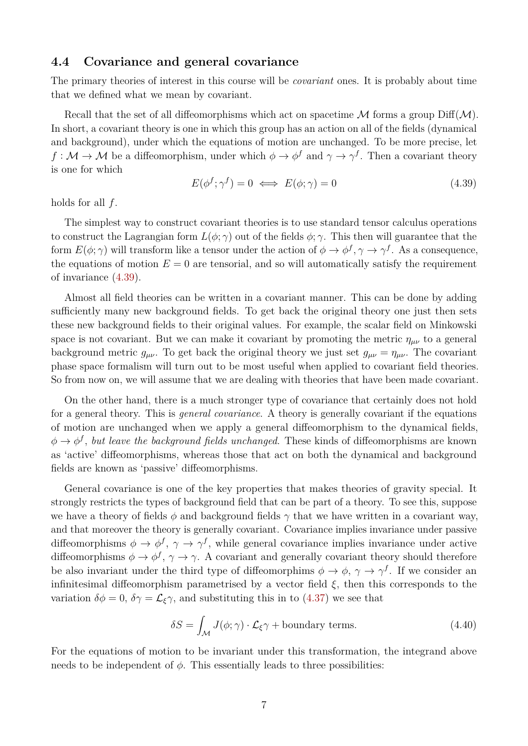## 4.4 Covariance and general covariance

The primary theories of interest in this course will be *covariant* ones. It is probably about time that we defined what we mean by covariant.

Recall that the set of all diffeomorphisms which act on spacetime $\mathcal{M}$ forms a group $\text{Diff}(\mathcal{M})$. In short, a covariant theory is one in which this group has an action on all of the fields (dynamical and background), under which the equations of motion are unchanged. To be more precise, let $f : \mathcal{M} \to \mathcal{M}$ be a diffeomorphism, under which $\phi \to \phi^f$ and $\gamma \to \gamma^f$. Then a covariant theory is one for which

$$E(\phi^f; \gamma^f) = 0 \iff E(\phi; \gamma) = 0 \tag{4.39}$$

holds for all $f$.

The simplest way to construct covariant theories is to use standard tensor calculus operations to construct the Lagrangian form $L(\phi; \gamma)$ out of the fields $\phi; \gamma$. This then will guarantee that the form $E(\phi; \gamma)$ will transform like a tensor under the action of $\phi \to \phi^f, \gamma \to \gamma^f$. As a consequence, the equations of motion $E = 0$ are tensorial, and so will automatically satisfy the requirement of invariance (4.39).

Almost all field theories can be written in a covariant manner. This can be done by adding sufficiently many new background fields. To get back the original theory one just then sets these new background fields to their original values. For example, the scalar field on Minkowski space is not covariant. But we can make it covariant by promoting the metric $\eta_{\mu\nu}$ to a general background metric $g_{\mu\nu}$. To get back the original theory we just set $g_{\mu\nu} = \eta_{\mu\nu}$. The covariant phase space formalism will turn out to be most useful when applied to covariant field theories. So from now on, we will assume that we are dealing with theories that have been made covariant.

On the other hand, there is a much stronger type of covariance that certainly does not hold for a general theory. This is *general covariance*. A theory is generally covariant if the equations of motion are unchanged when we apply a general diffeomorphism to the dynamical fields, $\phi \to \phi^f$, *but leave the background fields unchanged*. These kinds of diffeomorphisms are known as 'active' diffeomorphisms, whereas those that act on both the dynamical and background fields are known as 'passive' diffeomorphisms.

General covariance is one of the key properties that makes theories of gravity special. It strongly restricts the types of background field that can be part of a theory. To see this, suppose we have a theory of fields $\phi$ and background fields $\gamma$ that we have written in a covariant way, and that moreover the theory is generally covariant. Covariance implies invariance under passive diffeomorphisms $\phi \to \phi^f$, $\gamma \to \gamma^f$, while general covariance implies invariance under active diffeomorphisms $\phi \to \phi^f$, $\gamma \to \gamma$. A covariant and generally covariant theory should therefore be also invariant under the third type of diffeomorphims $\phi \to \phi$, $\gamma \to \gamma^f$. If we consider an infinitesimal diffeomorphism parametrised by a vector field $\xi$, then this corresponds to the variation $\delta\phi = 0$, $\delta\gamma = \mathcal{L}_\xi \gamma$, and substituting this in to (4.37) we see that

$$\delta S = \int_{\mathcal{M}} J(\phi; \gamma) \cdot \mathcal{L}_\xi \gamma + \text{boundary terms}. \tag{4.40}$$

For the equations of motion to be invariant under this transformation, the integrand above needs to be independent of $\phi$. This essentially leads to three possibilities: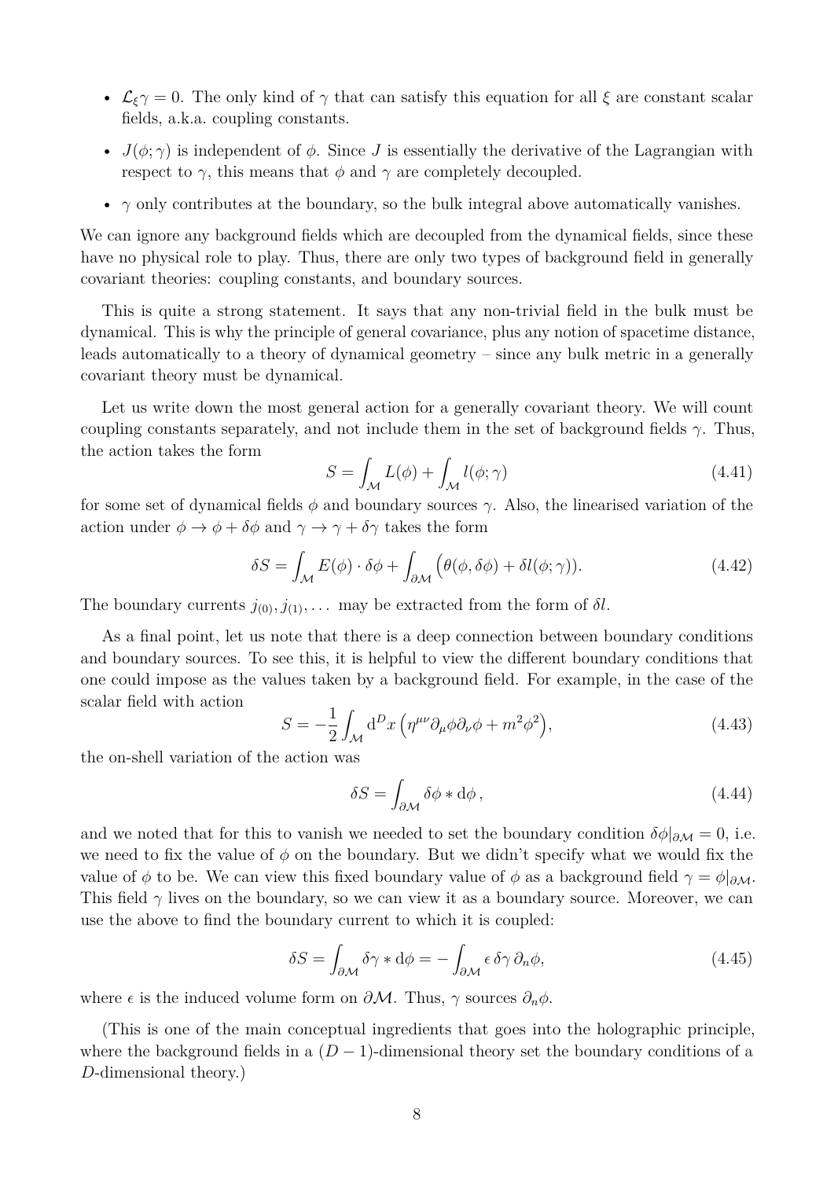- $\mathcal{L}_\xi \gamma = 0$. The only kind of $\gamma$ that can satisfy this equation for all $\xi$ are constant scalar fields, a.k.a. coupling constants.
- $J(\phi; \gamma)$ is independent of $\phi$. Since $J$ is essentially the derivative of the Lagrangian with respect to $\gamma$, this means that $\phi$ and $\gamma$ are completely decoupled.
- $\gamma$ only contributes at the boundary, so the bulk integral above automatically vanishes.

We can ignore any background fields which are decoupled from the dynamical fields, since these have no physical role to play. Thus, there are only two types of background field in generally covariant theories: coupling constants, and boundary sources.

This is quite a strong statement. It says that any non-trivial field in the bulk must be dynamical. This is why the principle of general covariance, plus any notion of spacetime distance, leads automatically to a theory of dynamical geometry – since any bulk metric in a generally covariant theory must be dynamical.

Let us write down the most general action for a generally covariant theory. We will count coupling constants separately, and not include them in the set of background fields $\gamma$. Thus, the action takes the form

$$S = \int_{\mathcal{M}} L(\phi) + \int_{\mathcal{M}} l(\phi; \gamma) \tag{4.41}$$

for some set of dynamical fields $\phi$ and boundary sources $\gamma$. Also, the linearised variation of the action under $\phi \to \phi + \delta\phi$ and $\gamma \to \gamma + \delta\gamma$ takes the form

$$\delta S = \int_{\mathcal{M}} E(\phi) \cdot \delta\phi + \int_{\partial\mathcal{M}} \Big( \theta(\phi, \delta\phi) + \delta l(\phi; \gamma) \Big). \tag{4.42}$$

The boundary currents $j_{(0)}, j_{(1)}, \ldots$ may be extracted from the form of $\delta l$.

As a final point, let us note that there is a deep connection between boundary conditions and boundary sources. To see this, it is helpful to view the different boundary conditions that one could impose as the values taken by a background field. For example, in the case of the scalar field with action

$$S = -\frac{1}{2} \int_{\mathcal{M}} \mathrm{d}^D x \Big( \eta^{\mu\nu} \partial_\mu \phi \partial_\nu \phi + m^2 \phi^2 \Big), \tag{4.43}$$

the on-shell variation of the action was

$$\delta S = \int_{\partial\mathcal{M}} \delta\phi * \mathrm{d}\phi \,, \tag{4.44}$$

and we noted that for this to vanish we needed to set the boundary condition $\delta\phi|_{\partial\mathcal{M}} = 0$, i.e. we need to fix the value of $\phi$ on the boundary. But we didn't specify what we would fix the value of $\phi$ to be. We can view this fixed boundary value of $\phi$ as a background field $\gamma = \phi|_{\partial\mathcal{M}}$. This field $\gamma$ lives on the boundary, so we can view it as a boundary source. Moreover, we can use the above to find the boundary current to which it is coupled:

$$\delta S = \int_{\partial\mathcal{M}} \delta\gamma * \mathrm{d}\phi = - \int_{\partial\mathcal{M}} \epsilon \, \delta\gamma \, \partial_n \phi, \tag{4.45}$$

where $\epsilon$ is the induced volume form on $\partial\mathcal{M}$. Thus, $\gamma$ sources $\partial_n \phi$.

(This is one of the main conceptual ingredients that goes into the holographic principle, where the background fields in a $(D-1)$-dimensional theory set the boundary conditions of a $D$-dimensional theory.)